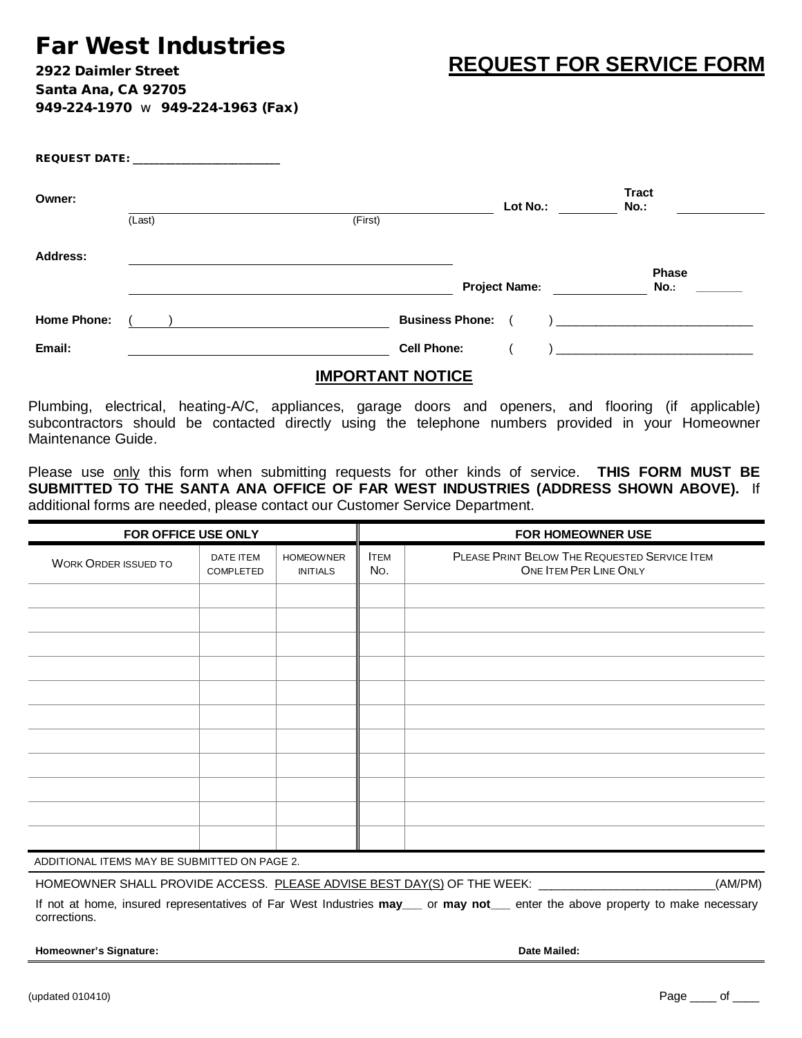# Far West Industries

**2922 Daimler Street**
**Santa Ana, CA 92705**
**949-224-1970** w **949-224-1963 (Fax)**

## REQUEST FOR SERVICE FORM

**REQUEST DATE:** ______________________

**Owner:** ______________________________ (Last) ______________________________ (First) **Lot No.:** ________ **Tract No.:** ____________

**Address:** ______________________________________________

______________________________________________ **Project Name:** ____________ **Phase No.:** _______

**Home Phone:** ( ) ______________________________ **Business Phone:** ( ) ______________________________

**Email:** ______________________________ **Cell Phone:** ( ) ______________________________

### IMPORTANT NOTICE

Plumbing, electrical, heating-A/C, appliances, garage doors and openers, and flooring (if applicable) subcontractors should be contacted directly using the telephone numbers provided in your Homeowner Maintenance Guide.

Please use only this form when submitting requests for other kinds of service. **THIS FORM MUST BE SUBMITTED TO THE SANTA ANA OFFICE OF FAR WEST INDUSTRIES (ADDRESS SHOWN ABOVE).** If additional forms are needed, please contact our Customer Service Department.

| FOR OFFICE USE ONLY | | | FOR HOMEOWNER USE | |
|---|---|---|---|---|
| WORK ORDER ISSUED TO | DATE ITEM COMPLETED | HOMEOWNER INITIALS | ITEM NO. | PLEASE PRINT BELOW THE REQUESTED SERVICE ITEM ONE ITEM PER LINE ONLY |
| | | | | |
| | | | | |
| | | | | |
| | | | | |
| | | | | |
| | | | | |
| | | | | |
| | | | | |
| | | | | |
| | | | | |
| | | | | |

ADDITIONAL ITEMS MAY BE SUBMITTED ON PAGE 2.

HOMEOWNER SHALL PROVIDE ACCESS. PLEASE ADVISE BEST DAY(S) OF THE WEEK: ________________________(AM/PM)

If not at home, insured representatives of Far West Industries **may**___ or **may not**___ enter the above property to make necessary corrections.

**Homeowner's Signature:** **Date Mailed:**

(updated 010410)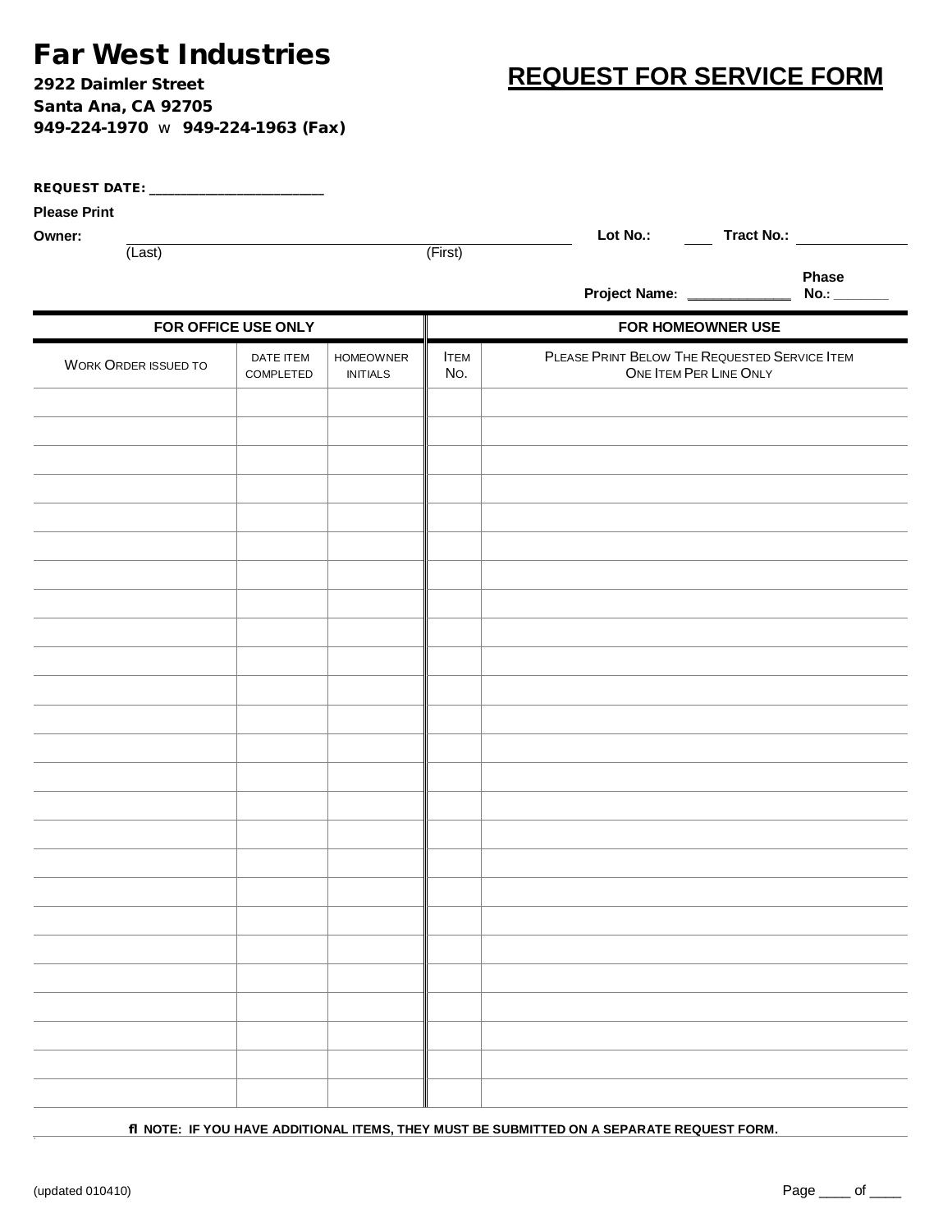# Far West Industries

**2922 Daimler Street**
**Santa Ana, CA 92705**
**949-224-1970 w 949-224-1963 (Fax)**

## REQUEST FOR SERVICE FORM

**REQUEST DATE:** ________________________

**Please Print**

**Owner:** ____________________________________________ **Lot No.:** ____ **Tract No.:** ____________
(Last) (First)

**Project Name:** ______________ **Phase No.:** _______

| FOR OFFICE USE ONLY | | | FOR HOMEOWNER USE | |
|---|---|---|---|---|
| WORK ORDER ISSUED TO | DATE ITEM COMPLETED | HOMEOWNER INITIALS | ITEM NO. | PLEASE PRINT BELOW THE REQUESTED SERVICE ITEM ONE ITEM PER LINE ONLY |
| | | | | |
| | | | | |
| | | | | |
| | | | | |
| | | | | |
| | | | | |
| | | | | |
| | | | | |
| | | | | |
| | | | | |
| | | | | |
| | | | | |
| | | | | |
| | | | | |
| | | | | |
| | | | | |
| | | | | |
| | | | | |
| | | | | |
| | | | | |
| | | | | |
| | | | | |
| | | | | |
| | | | | |
| | | | | |

**NOTE: IF YOU HAVE ADDITIONAL ITEMS, THEY MUST BE SUBMITTED ON A SEPARATE REQUEST FORM.**

(updated 010410)

Page ____ of ____